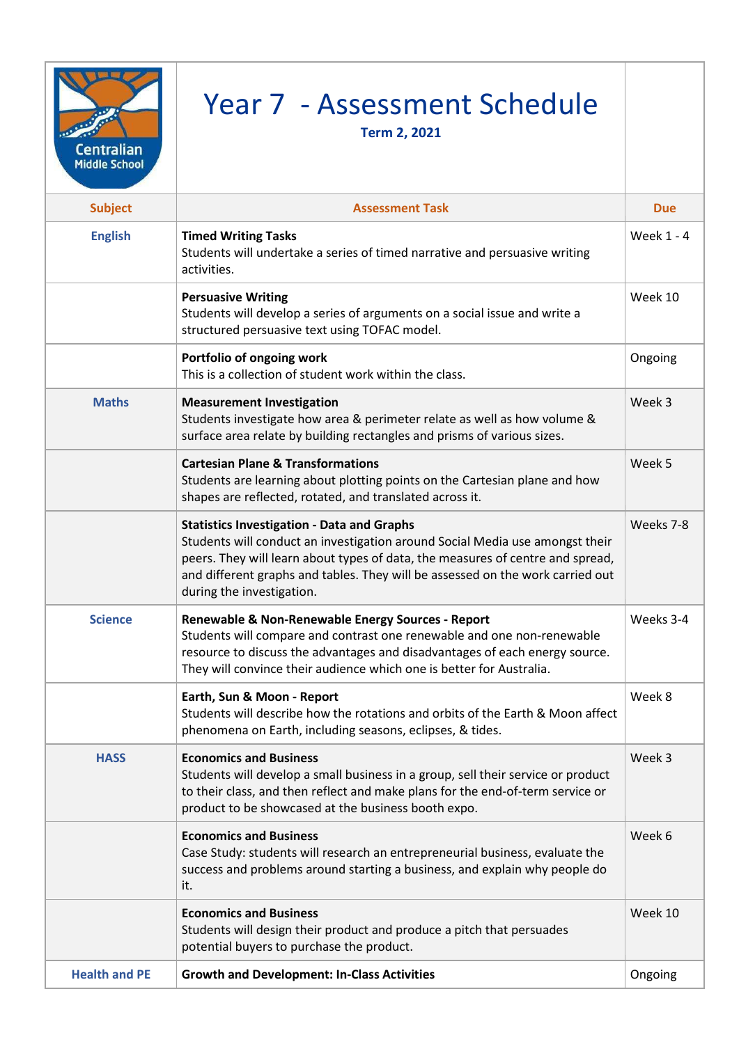# Year 7 - Assessment Schedule

**Term 2, 2021**

Centralian Middle School

| Subject | Assessment Task | Due |
|---|---|---|
| English | **Timed Writing Tasks**<br>Students will undertake a series of timed narrative and persuasive writing activities. | Week 1 - 4 |
| | **Persuasive Writing**<br>Students will develop a series of arguments on a social issue and write a structured persuasive text using TOFAC model. | Week 10 |
| | **Portfolio of ongoing work**<br>This is a collection of student work within the class. | Ongoing |
| Maths | **Measurement Investigation**<br>Students investigate how area & perimeter relate as well as how volume & surface area relate by building rectangles and prisms of various sizes. | Week 3 |
| | **Cartesian Plane & Transformations**<br>Students are learning about plotting points on the Cartesian plane and how shapes are reflected, rotated, and translated across it. | Week 5 |
| | **Statistics Investigation - Data and Graphs**<br>Students will conduct an investigation around Social Media use amongst their peers. They will learn about types of data, the measures of centre and spread, and different graphs and tables. They will be assessed on the work carried out during the investigation. | Weeks 7-8 |
| Science | **Renewable & Non-Renewable Energy Sources - Report**<br>Students will compare and contrast one renewable and one non-renewable resource to discuss the advantages and disadvantages of each energy source. They will convince their audience which one is better for Australia. | Weeks 3-4 |
| | **Earth, Sun & Moon - Report**<br>Students will describe how the rotations and orbits of the Earth & Moon affect phenomena on Earth, including seasons, eclipses, & tides. | Week 8 |
| HASS | **Economics and Business**<br>Students will develop a small business in a group, sell their service or product to their class, and then reflect and make plans for the end-of-term service or product to be showcased at the business booth expo. | Week 3 |
| | **Economics and Business**<br>Case Study: students will research an entrepreneurial business, evaluate the success and problems around starting a business, and explain why people do it. | Week 6 |
| | **Economics and Business**<br>Students will design their product and produce a pitch that persuades potential buyers to purchase the product. | Week 10 |
| Health and PE | **Growth and Development: In-Class Activities** | Ongoing |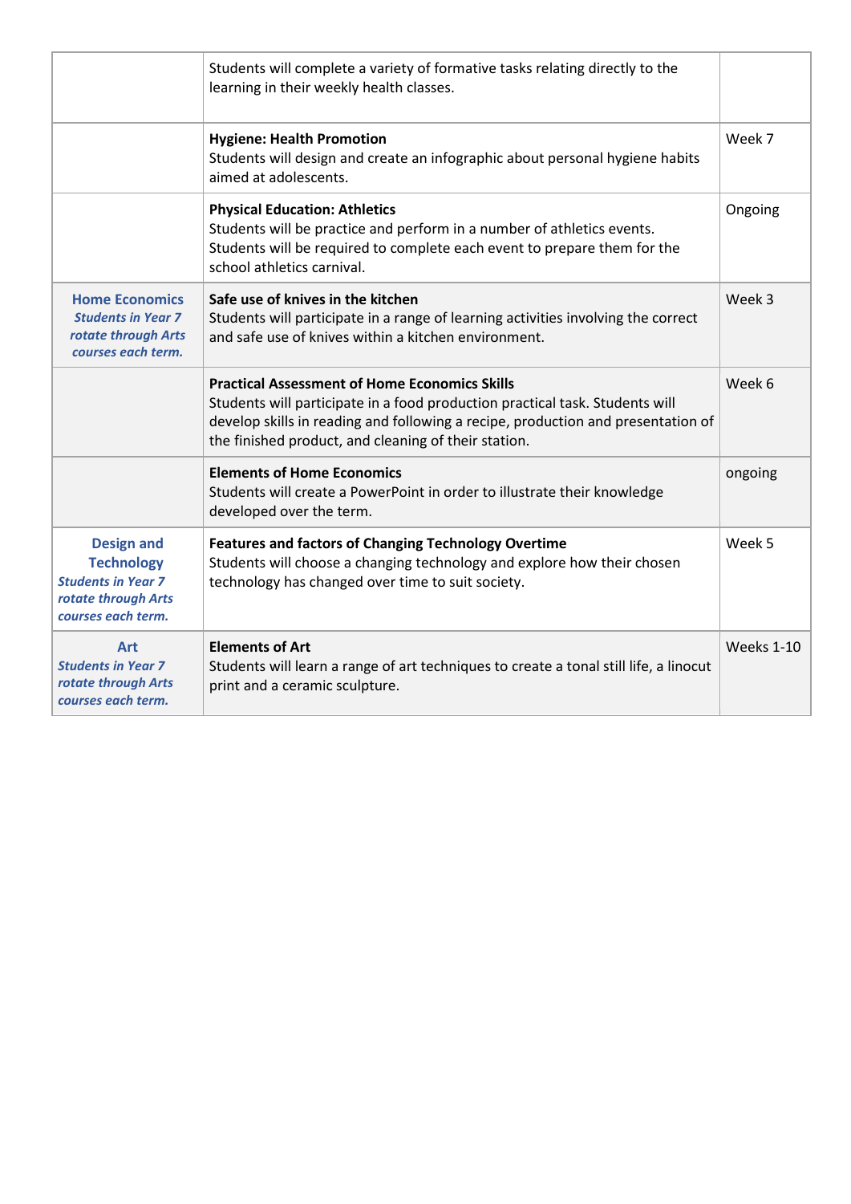| | | |
|---|---|---|
| | Students will complete a variety of formative tasks relating directly to the learning in their weekly health classes. | |
| | **Hygiene: Health Promotion**<br>Students will design and create an infographic about personal hygiene habits aimed at adolescents. | Week 7 |
| | **Physical Education: Athletics**<br>Students will be practice and perform in a number of athletics events. Students will be required to complete each event to prepare them for the school athletics carnival. | Ongoing |
| **Home Economics**<br>***Students in Year 7 rotate through Arts courses each term.*** | **Safe use of knives in the kitchen**<br>Students will participate in a range of learning activities involving the correct and safe use of knives within a kitchen environment. | Week 3 |
| | **Practical Assessment of Home Economics Skills**<br>Students will participate in a food production practical task. Students will develop skills in reading and following a recipe, production and presentation of the finished product, and cleaning of their station. | Week 6 |
| | **Elements of Home Economics**<br>Students will create a PowerPoint in order to illustrate their knowledge developed over the term. | ongoing |
| **Design and Technology**<br>***Students in Year 7 rotate through Arts courses each term.*** | **Features and factors of Changing Technology Overtime**<br>Students will choose a changing technology and explore how their chosen technology has changed over time to suit society. | Week 5 |
| **Art**<br>***Students in Year 7 rotate through Arts courses each term.*** | **Elements of Art**<br>Students will learn a range of art techniques to create a tonal still life, a linocut print and a ceramic sculpture. | Weeks 1-10 |